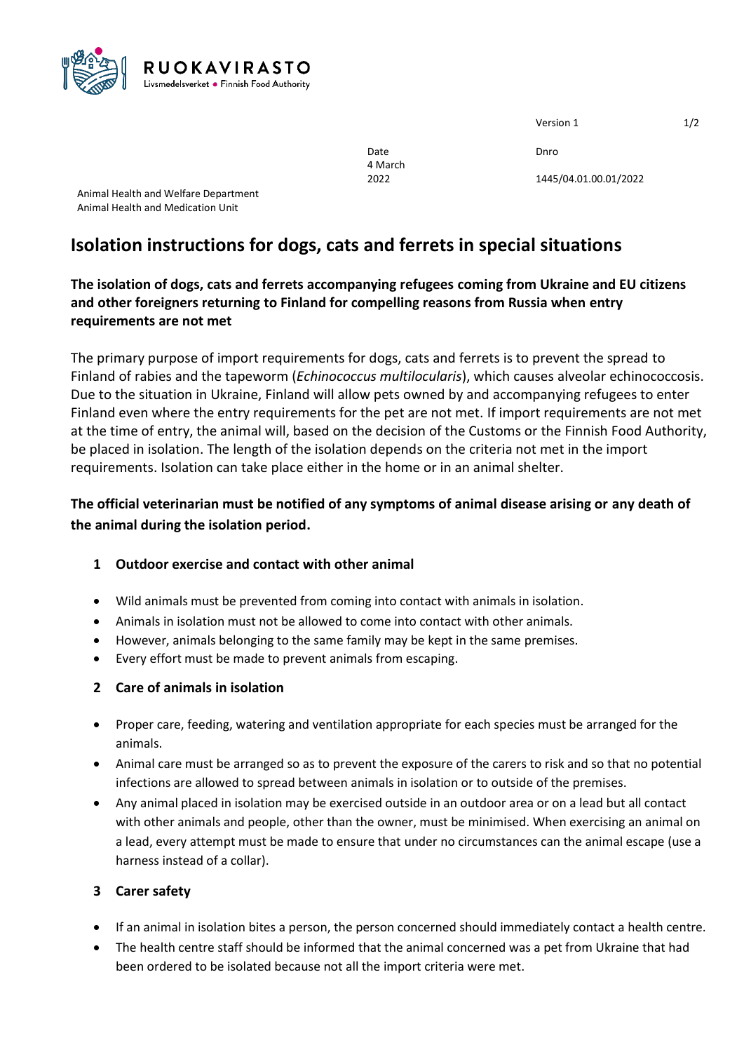RUOKAVIRASTO
Livsmedelsverket • Finnish Food Authority

Version 1

Date
4 March 2022

Dnro
1445/04.01.00.01/2022

Animal Health and Welfare Department
Animal Health and Medication Unit

# Isolation instructions for dogs, cats and ferrets in special situations

**The isolation of dogs, cats and ferrets accompanying refugees coming from Ukraine and EU citizens and other foreigners returning to Finland for compelling reasons from Russia when entry requirements are not met**

The primary purpose of import requirements for dogs, cats and ferrets is to prevent the spread to Finland of rabies and the tapeworm (*Echinococcus multilocularis*), which causes alveolar echinococcosis. Due to the situation in Ukraine, Finland will allow pets owned by and accompanying refugees to enter Finland even where the entry requirements for the pet are not met. If import requirements are not met at the time of entry, the animal will, based on the decision of the Customs or the Finnish Food Authority, be placed in isolation. The length of the isolation depends on the criteria not met in the import requirements. Isolation can take place either in the home or in an animal shelter.

**The official veterinarian must be notified of any symptoms of animal disease arising or any death of the animal during the isolation period.**

## 1 Outdoor exercise and contact with other animal

- Wild animals must be prevented from coming into contact with animals in isolation.
- Animals in isolation must not be allowed to come into contact with other animals.
- However, animals belonging to the same family may be kept in the same premises.
- Every effort must be made to prevent animals from escaping.

## 2 Care of animals in isolation

- Proper care, feeding, watering and ventilation appropriate for each species must be arranged for the animals.
- Animal care must be arranged so as to prevent the exposure of the carers to risk and so that no potential infections are allowed to spread between animals in isolation or to outside of the premises.
- Any animal placed in isolation may be exercised outside in an outdoor area or on a lead but all contact with other animals and people, other than the owner, must be minimised. When exercising an animal on a lead, every attempt must be made to ensure that under no circumstances can the animal escape (use a harness instead of a collar).

## 3 Carer safety

- If an animal in isolation bites a person, the person concerned should immediately contact a health centre.
- The health centre staff should be informed that the animal concerned was a pet from Ukraine that had been ordered to be isolated because not all the import criteria were met.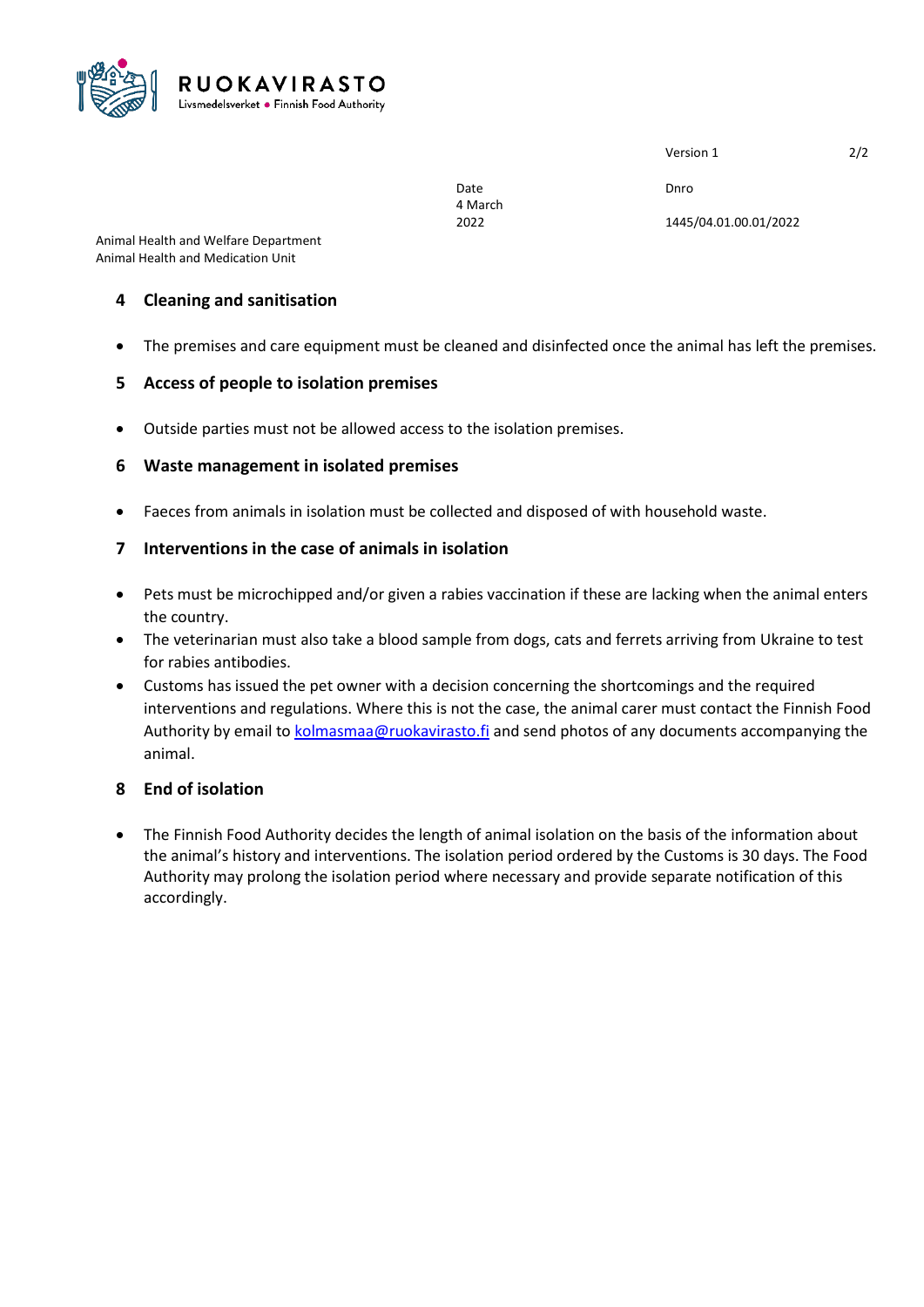Animal Health and Welfare Department
Animal Health and Medication Unit

## 4 Cleaning and sanitisation

- The premises and care equipment must be cleaned and disinfected once the animal has left the premises.

## 5 Access of people to isolation premises

- Outside parties must not be allowed access to the isolation premises.

## 6 Waste management in isolated premises

- Faeces from animals in isolation must be collected and disposed of with household waste.

## 7 Interventions in the case of animals in isolation

- Pets must be microchipped and/or given a rabies vaccination if these are lacking when the animal enters the country.
- The veterinarian must also take a blood sample from dogs, cats and ferrets arriving from Ukraine to test for rabies antibodies.
- Customs has issued the pet owner with a decision concerning the shortcomings and the required interventions and regulations. Where this is not the case, the animal carer must contact the Finnish Food Authority by email to kolmasmaa@ruokavirasto.fi and send photos of any documents accompanying the animal.

## 8 End of isolation

- The Finnish Food Authority decides the length of animal isolation on the basis of the information about the animal's history and interventions. The isolation period ordered by the Customs is 30 days. The Food Authority may prolong the isolation period where necessary and provide separate notification of this accordingly.